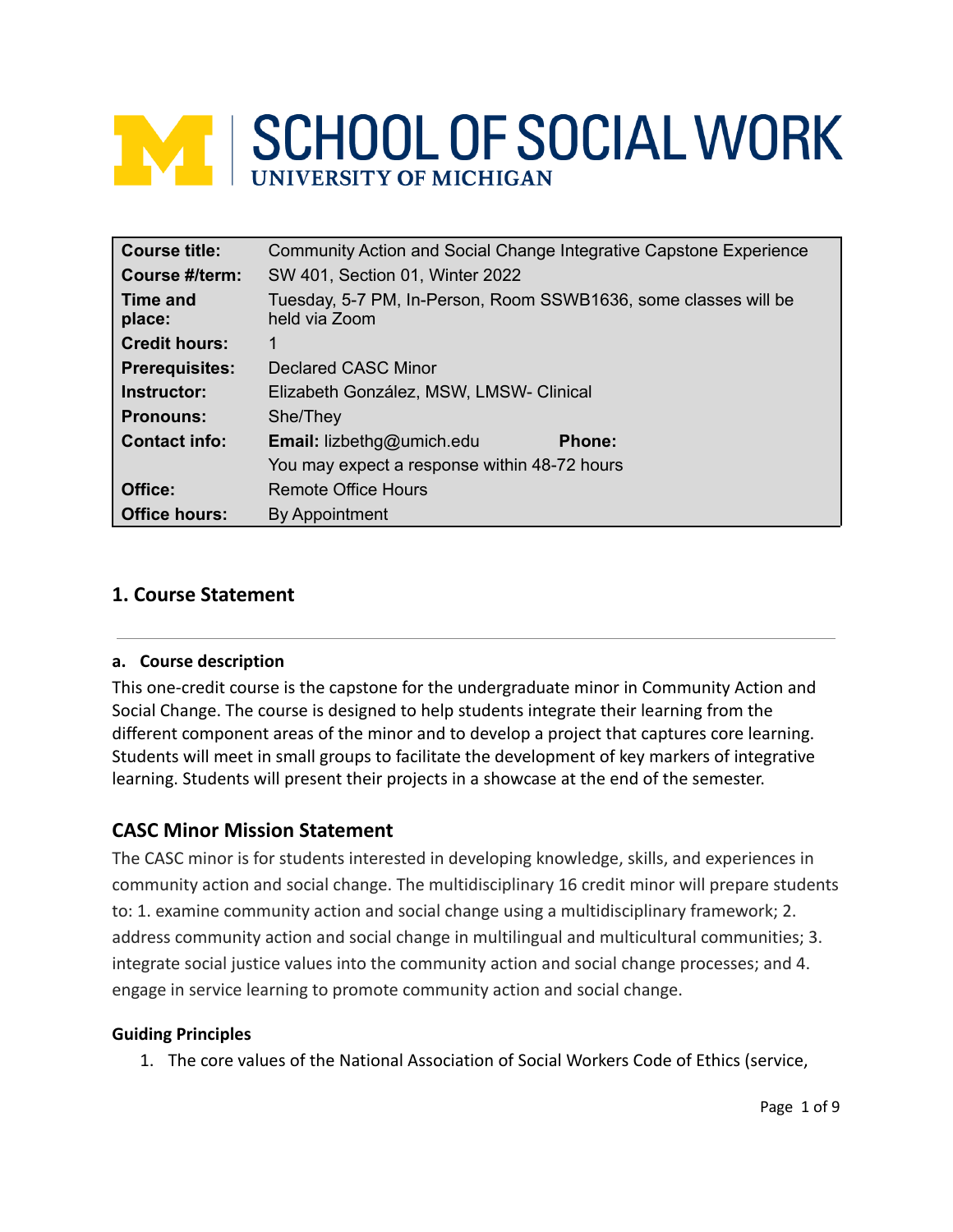# SCHOOL OF SOCIAL WORK
UNIVERSITY OF MICHIGAN

| **Course title:** | Community Action and Social Change Integrative Capstone Experience |
|---|---|
| **Course #/term:** | SW 401, Section 01, Winter 2022 |
| **Time and place:** | Tuesday, 5-7 PM, In-Person, Room SSWB1636, some classes will be held via Zoom |
| **Credit hours:** | 1 |
| **Prerequisites:** | Declared CASC Minor |
| **Instructor:** | Elizabeth González, MSW, LMSW- Clinical |
| **Pronouns:** | She/They |
| **Contact info:** | **Email:** lizbethg@umich.edu **Phone:** |
| | You may expect a response within 48-72 hours |
| **Office:** | Remote Office Hours |
| **Office hours:** | By Appointment |

## 1. Course Statement

### a. Course description

This one-credit course is the capstone for the undergraduate minor in Community Action and Social Change. The course is designed to help students integrate their learning from the different component areas of the minor and to develop a project that captures core learning. Students will meet in small groups to facilitate the development of key markers of integrative learning. Students will present their projects in a showcase at the end of the semester.

## CASC Minor Mission Statement

The CASC minor is for students interested in developing knowledge, skills, and experiences in community action and social change. The multidisciplinary 16 credit minor will prepare students to: 1. examine community action and social change using a multidisciplinary framework; 2. address community action and social change in multilingual and multicultural communities; 3. integrate social justice values into the community action and social change processes; and 4. engage in service learning to promote community action and social change.

### Guiding Principles

1. The core values of the National Association of Social Workers Code of Ethics (service,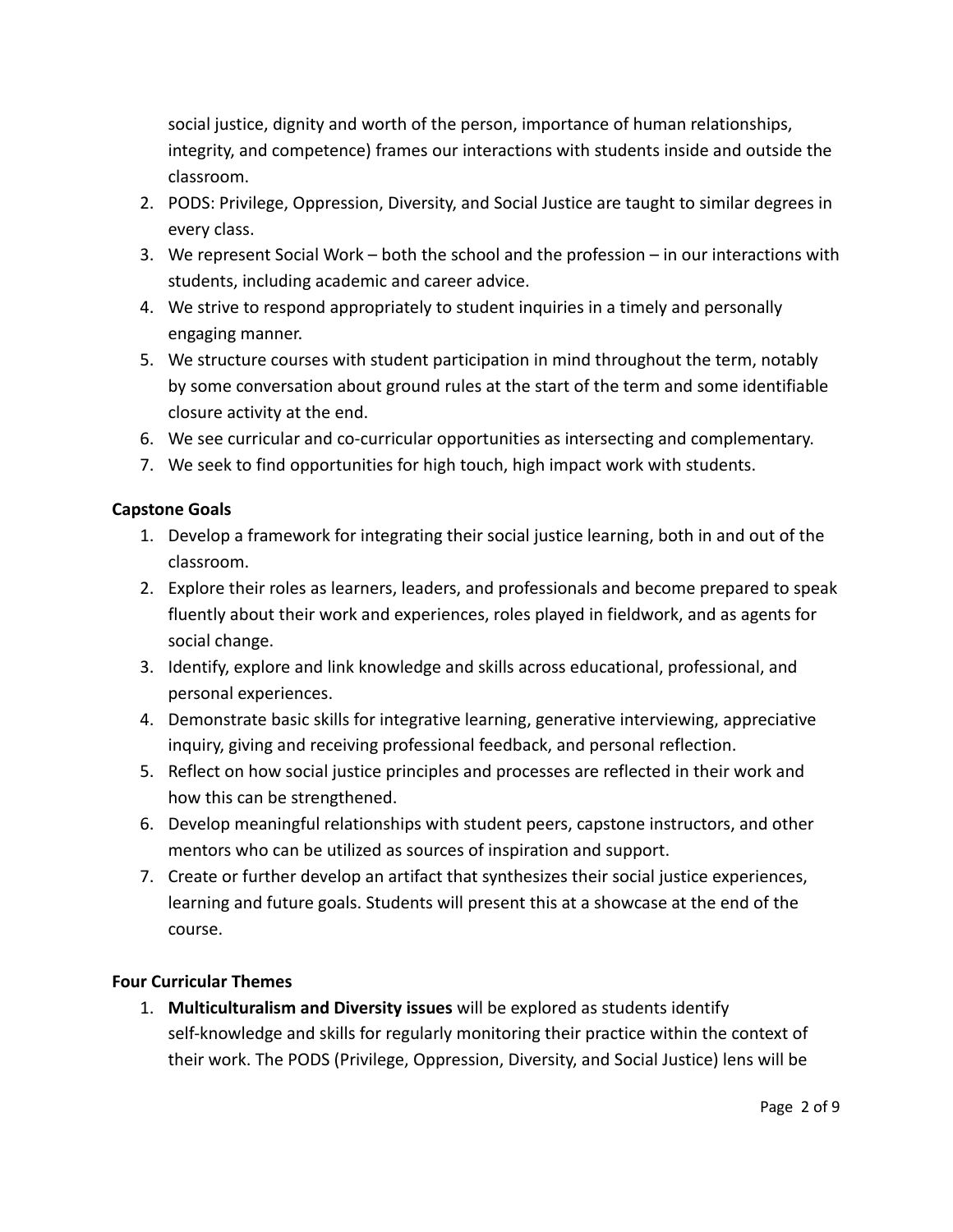social justice, dignity and worth of the person, importance of human relationships, integrity, and competence) frames our interactions with students inside and outside the classroom.

2. PODS: Privilege, Oppression, Diversity, and Social Justice are taught to similar degrees in every class.
3. We represent Social Work – both the school and the profession – in our interactions with students, including academic and career advice.
4. We strive to respond appropriately to student inquiries in a timely and personally engaging manner.
5. We structure courses with student participation in mind throughout the term, notably by some conversation about ground rules at the start of the term and some identifiable closure activity at the end.
6. We see curricular and co-curricular opportunities as intersecting and complementary.
7. We seek to find opportunities for high touch, high impact work with students.

**Capstone Goals**

1. Develop a framework for integrating their social justice learning, both in and out of the classroom.
2. Explore their roles as learners, leaders, and professionals and become prepared to speak fluently about their work and experiences, roles played in fieldwork, and as agents for social change.
3. Identify, explore and link knowledge and skills across educational, professional, and personal experiences.
4. Demonstrate basic skills for integrative learning, generative interviewing, appreciative inquiry, giving and receiving professional feedback, and personal reflection.
5. Reflect on how social justice principles and processes are reflected in their work and how this can be strengthened.
6. Develop meaningful relationships with student peers, capstone instructors, and other mentors who can be utilized as sources of inspiration and support.
7. Create or further develop an artifact that synthesizes their social justice experiences, learning and future goals. Students will present this at a showcase at the end of the course.

**Four Curricular Themes**

1. **Multiculturalism and Diversity issues** will be explored as students identify self-knowledge and skills for regularly monitoring their practice within the context of their work. The PODS (Privilege, Oppression, Diversity, and Social Justice) lens will be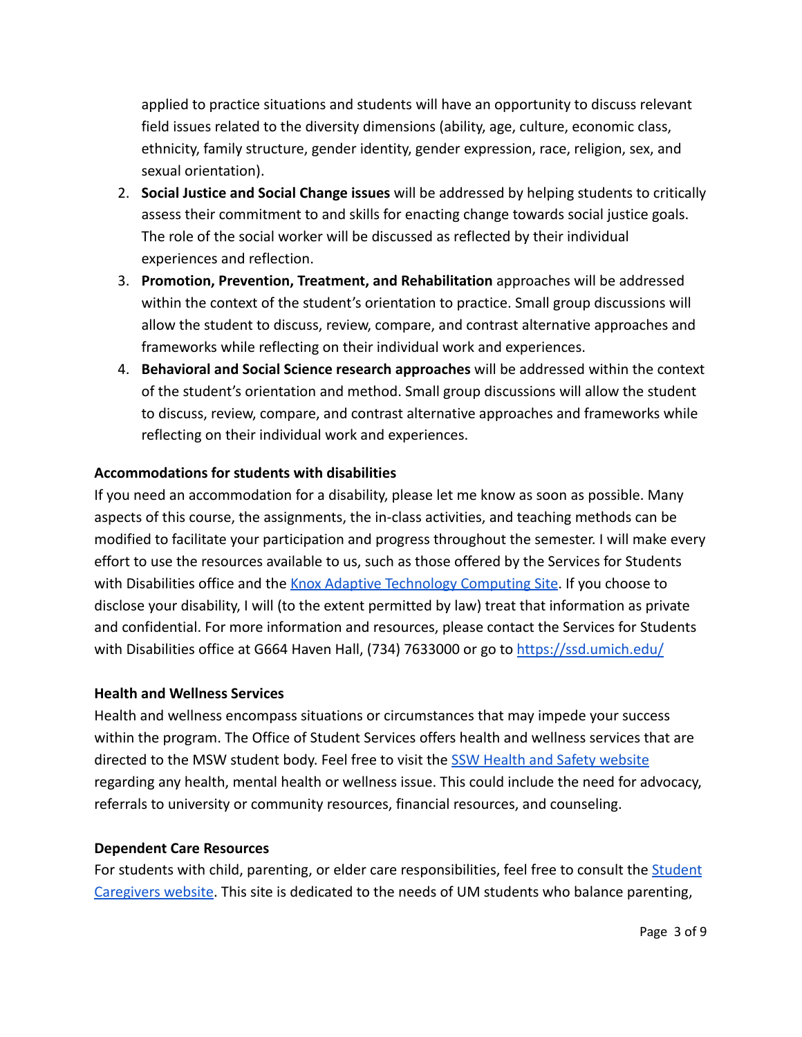applied to practice situations and students will have an opportunity to discuss relevant field issues related to the diversity dimensions (ability, age, culture, economic class, ethnicity, family structure, gender identity, gender expression, race, religion, sex, and sexual orientation).

2. **Social Justice and Social Change issues** will be addressed by helping students to critically assess their commitment to and skills for enacting change towards social justice goals. The role of the social worker will be discussed as reflected by their individual experiences and reflection.
3. **Promotion, Prevention, Treatment, and Rehabilitation** approaches will be addressed within the context of the student's orientation to practice. Small group discussions will allow the student to discuss, review, compare, and contrast alternative approaches and frameworks while reflecting on their individual work and experiences.
4. **Behavioral and Social Science research approaches** will be addressed within the context of the student's orientation and method. Small group discussions will allow the student to discuss, review, compare, and contrast alternative approaches and frameworks while reflecting on their individual work and experiences.

**Accommodations for students with disabilities**

If you need an accommodation for a disability, please let me know as soon as possible. Many aspects of this course, the assignments, the in-class activities, and teaching methods can be modified to facilitate your participation and progress throughout the semester. I will make every effort to use the resources available to us, such as those offered by the Services for Students with Disabilities office and the [Knox Adaptive Technology Computing Site](). If you choose to disclose your disability, I will (to the extent permitted by law) treat that information as private and confidential. For more information and resources, please contact the Services for Students with Disabilities office at G664 Haven Hall, (734) 7633000 or go to [https://ssd.umich.edu/](https://ssd.umich.edu/)

**Health and Wellness Services**

Health and wellness encompass situations or circumstances that may impede your success within the program. The Office of Student Services offers health and wellness services that are directed to the MSW student body. Feel free to visit the [SSW Health and Safety website]() regarding any health, mental health or wellness issue. This could include the need for advocacy, referrals to university or community resources, financial resources, and counseling.

**Dependent Care Resources**

For students with child, parenting, or elder care responsibilities, feel free to consult the [Student Caregivers website](). This site is dedicated to the needs of UM students who balance parenting,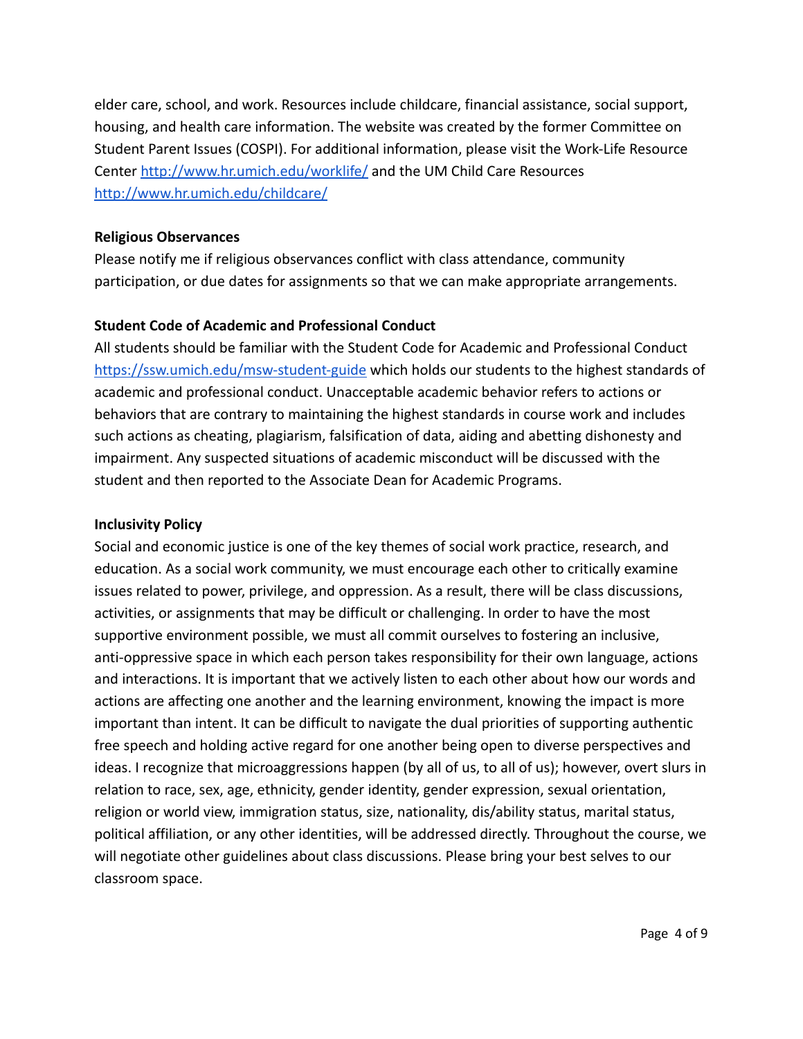elder care, school, and work. Resources include childcare, financial assistance, social support, housing, and health care information. The website was created by the former Committee on Student Parent Issues (COSPI). For additional information, please visit the Work-Life Resource Center [http://www.hr.umich.edu/worklife/](http://www.hr.umich.edu/worklife/) and the UM Child Care Resources [http://www.hr.umich.edu/childcare/](http://www.hr.umich.edu/childcare/)

**Religious Observances**

Please notify me if religious observances conflict with class attendance, community participation, or due dates for assignments so that we can make appropriate arrangements.

**Student Code of Academic and Professional Conduct**

All students should be familiar with the Student Code for Academic and Professional Conduct [https://ssw.umich.edu/msw-student-guide](https://ssw.umich.edu/msw-student-guide) which holds our students to the highest standards of academic and professional conduct. Unacceptable academic behavior refers to actions or behaviors that are contrary to maintaining the highest standards in course work and includes such actions as cheating, plagiarism, falsification of data, aiding and abetting dishonesty and impairment. Any suspected situations of academic misconduct will be discussed with the student and then reported to the Associate Dean for Academic Programs.

**Inclusivity Policy**

Social and economic justice is one of the key themes of social work practice, research, and education. As a social work community, we must encourage each other to critically examine issues related to power, privilege, and oppression. As a result, there will be class discussions, activities, or assignments that may be difficult or challenging. In order to have the most supportive environment possible, we must all commit ourselves to fostering an inclusive, anti-oppressive space in which each person takes responsibility for their own language, actions and interactions. It is important that we actively listen to each other about how our words and actions are affecting one another and the learning environment, knowing the impact is more important than intent. It can be difficult to navigate the dual priorities of supporting authentic free speech and holding active regard for one another being open to diverse perspectives and ideas. I recognize that microaggressions happen (by all of us, to all of us); however, overt slurs in relation to race, sex, age, ethnicity, gender identity, gender expression, sexual orientation, religion or world view, immigration status, size, nationality, dis/ability status, marital status, political affiliation, or any other identities, will be addressed directly. Throughout the course, we will negotiate other guidelines about class discussions. Please bring your best selves to our classroom space.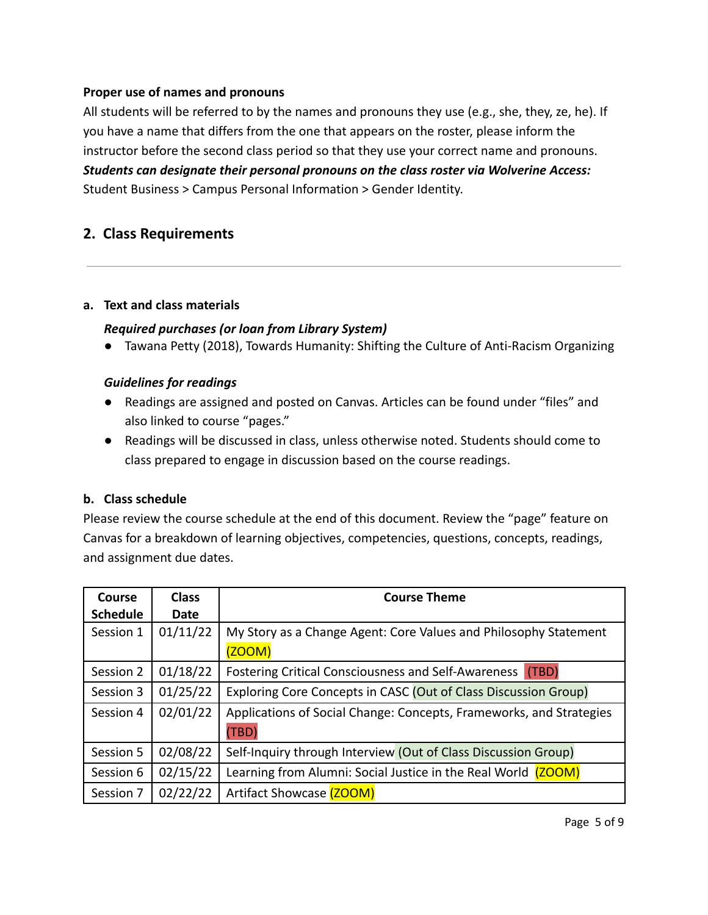**Proper use of names and pronouns**

All students will be referred to by the names and pronouns they use (e.g., she, they, ze, he). If you have a name that differs from the one that appears on the roster, please inform the instructor before the second class period so that they use your correct name and pronouns. ***Students can designate their personal pronouns on the class roster via Wolverine Access:*** Student Business > Campus Personal Information > Gender Identity.

## 2. Class Requirements

---

### a. Text and class materials

***Required purchases (or loan from Library System)***

- Tawana Petty (2018), Towards Humanity: Shifting the Culture of Anti-Racism Organizing

***Guidelines for readings***

- Readings are assigned and posted on Canvas. Articles can be found under "files" and also linked to course "pages."
- Readings will be discussed in class, unless otherwise noted. Students should come to class prepared to engage in discussion based on the course readings.

### b. Class schedule

Please review the course schedule at the end of this document. Review the "page" feature on Canvas for a breakdown of learning objectives, competencies, questions, concepts, readings, and assignment due dates.

| Course Schedule | Class Date | Course Theme |
|---|---|---|
| Session 1 | 01/11/22 | My Story as a Change Agent: Core Values and Philosophy Statement (ZOOM) |
| Session 2 | 01/18/22 | Fostering Critical Consciousness and Self-Awareness (TBD) |
| Session 3 | 01/25/22 | Exploring Core Concepts in CASC (Out of Class Discussion Group) |
| Session 4 | 02/01/22 | Applications of Social Change: Concepts, Frameworks, and Strategies (TBD) |
| Session 5 | 02/08/22 | Self-Inquiry through Interview (Out of Class Discussion Group) |
| Session 6 | 02/15/22 | Learning from Alumni: Social Justice in the Real World (ZOOM) |
| Session 7 | 02/22/22 | Artifact Showcase (ZOOM) |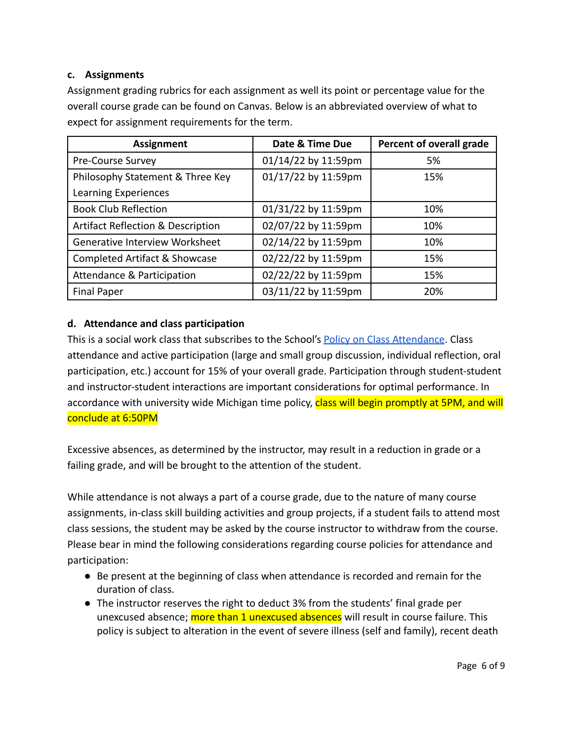### c. Assignments

Assignment grading rubrics for each assignment as well its point or percentage value for the overall course grade can be found on Canvas. Below is an abbreviated overview of what to expect for assignment requirements for the term.

| Assignment | Date & Time Due | Percent of overall grade |
|---|---|---|
| Pre-Course Survey | 01/14/22 by 11:59pm | 5% |
| Philosophy Statement & Three Key Learning Experiences | 01/17/22 by 11:59pm | 15% |
| Book Club Reflection | 01/31/22 by 11:59pm | 10% |
| Artifact Reflection & Description | 02/07/22 by 11:59pm | 10% |
| Generative Interview Worksheet | 02/14/22 by 11:59pm | 10% |
| Completed Artifact & Showcase | 02/22/22 by 11:59pm | 15% |
| Attendance & Participation | 02/22/22 by 11:59pm | 15% |
| Final Paper | 03/11/22 by 11:59pm | 20% |

### d. Attendance and class participation

This is a social work class that subscribes to the School's Policy on Class Attendance. Class attendance and active participation (large and small group discussion, individual reflection, oral participation, etc.) account for 15% of your overall grade. Participation through student-student and instructor-student interactions are important considerations for optimal performance. In accordance with university wide Michigan time policy, class will begin promptly at 5PM, and will conclude at 6:50PM

Excessive absences, as determined by the instructor, may result in a reduction in grade or a failing grade, and will be brought to the attention of the student.

While attendance is not always a part of a course grade, due to the nature of many course assignments, in-class skill building activities and group projects, if a student fails to attend most class sessions, the student may be asked by the course instructor to withdraw from the course. Please bear in mind the following considerations regarding course policies for attendance and participation:

- Be present at the beginning of class when attendance is recorded and remain for the duration of class.
- The instructor reserves the right to deduct 3% from the students' final grade per unexcused absence; more than 1 unexcused absences will result in course failure. This policy is subject to alteration in the event of severe illness (self and family), recent death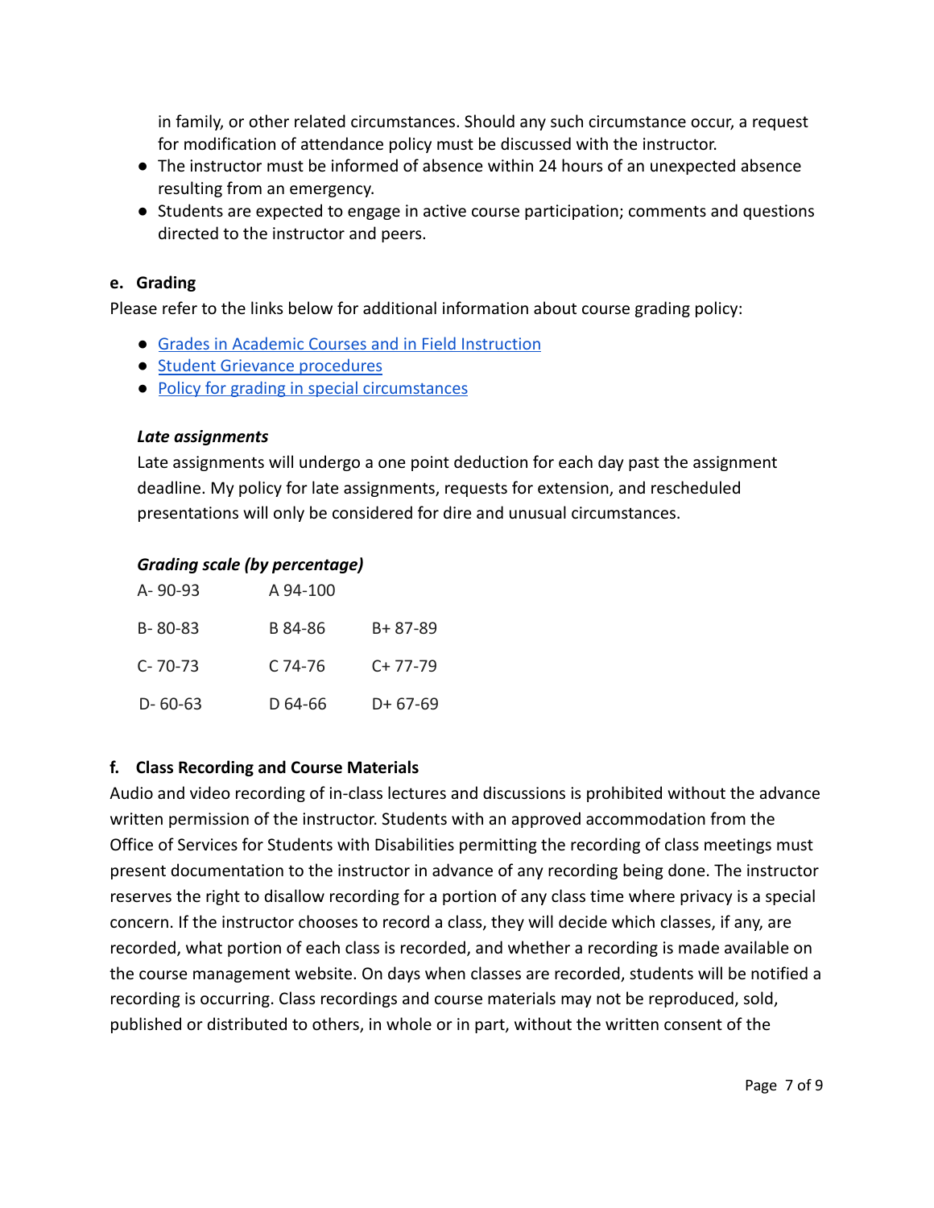in family, or other related circumstances. Should any such circumstance occur, a request for modification of attendance policy must be discussed with the instructor.

- The instructor must be informed of absence within 24 hours of an unexpected absence resulting from an emergency.
- Students are expected to engage in active course participation; comments and questions directed to the instructor and peers.

**e. Grading**

Please refer to the links below for additional information about course grading policy:

- Grades in Academic Courses and in Field Instruction
- Student Grievance procedures
- Policy for grading in special circumstances

***Late assignments***

Late assignments will undergo a one point deduction for each day past the assignment deadline. My policy for late assignments, requests for extension, and rescheduled presentations will only be considered for dire and unusual circumstances.

***Grading scale (by percentage)***

| | | |
|---|---|---|
| A- 90-93 | A 94-100 | |
| B- 80-83 | B 84-86 | B+ 87-89 |
| C- 70-73 | C 74-76 | C+ 77-79 |
| D- 60-63 | D 64-66 | D+ 67-69 |

**f. Class Recording and Course Materials**

Audio and video recording of in-class lectures and discussions is prohibited without the advance written permission of the instructor. Students with an approved accommodation from the Office of Services for Students with Disabilities permitting the recording of class meetings must present documentation to the instructor in advance of any recording being done. The instructor reserves the right to disallow recording for a portion of any class time where privacy is a special concern. If the instructor chooses to record a class, they will decide which classes, if any, are recorded, what portion of each class is recorded, and whether a recording is made available on the course management website. On days when classes are recorded, students will be notified a recording is occurring. Class recordings and course materials may not be reproduced, sold, published or distributed to others, in whole or in part, without the written consent of the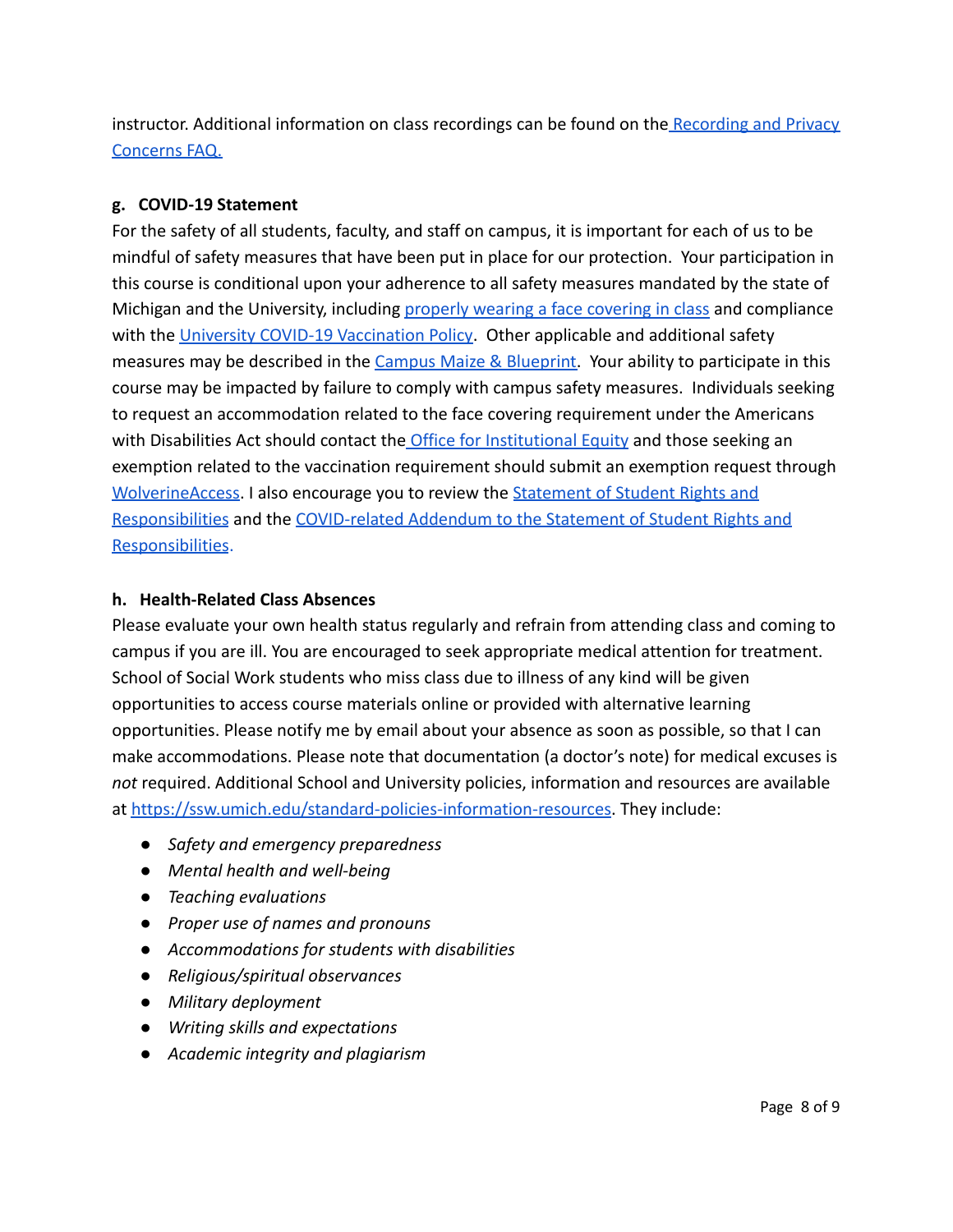instructor. Additional information on class recordings can be found on the [Recording and Privacy Concerns FAQ.]

**g. COVID-19 Statement**

For the safety of all students, faculty, and staff on campus, it is important for each of us to be mindful of safety measures that have been put in place for our protection. Your participation in this course is conditional upon your adherence to all safety measures mandated by the state of Michigan and the University, including [properly wearing a face covering in class] and compliance with the [University COVID-19 Vaccination Policy]. Other applicable and additional safety measures may be described in the [Campus Maize & Blueprint]. Your ability to participate in this course may be impacted by failure to comply with campus safety measures. Individuals seeking to request an accommodation related to the face covering requirement under the Americans with Disabilities Act should contact the [Office for Institutional Equity] and those seeking an exemption related to the vaccination requirement should submit an exemption request through [WolverineAccess]. I also encourage you to review the [Statement of Student Rights and Responsibilities] and the [COVID-related Addendum to the Statement of Student Rights and Responsibilities].

**h. Health-Related Class Absences**

Please evaluate your own health status regularly and refrain from attending class and coming to campus if you are ill. You are encouraged to seek appropriate medical attention for treatment. School of Social Work students who miss class due to illness of any kind will be given opportunities to access course materials online or provided with alternative learning opportunities. Please notify me by email about your absence as soon as possible, so that I can make accommodations. Please note that documentation (a doctor's note) for medical excuses is *not* required. Additional School and University policies, information and resources are available at https://ssw.umich.edu/standard-policies-information-resources. They include:

- *Safety and emergency preparedness*
- *Mental health and well-being*
- *Teaching evaluations*
- *Proper use of names and pronouns*
- *Accommodations for students with disabilities*
- *Religious/spiritual observances*
- *Military deployment*
- *Writing skills and expectations*
- *Academic integrity and plagiarism*